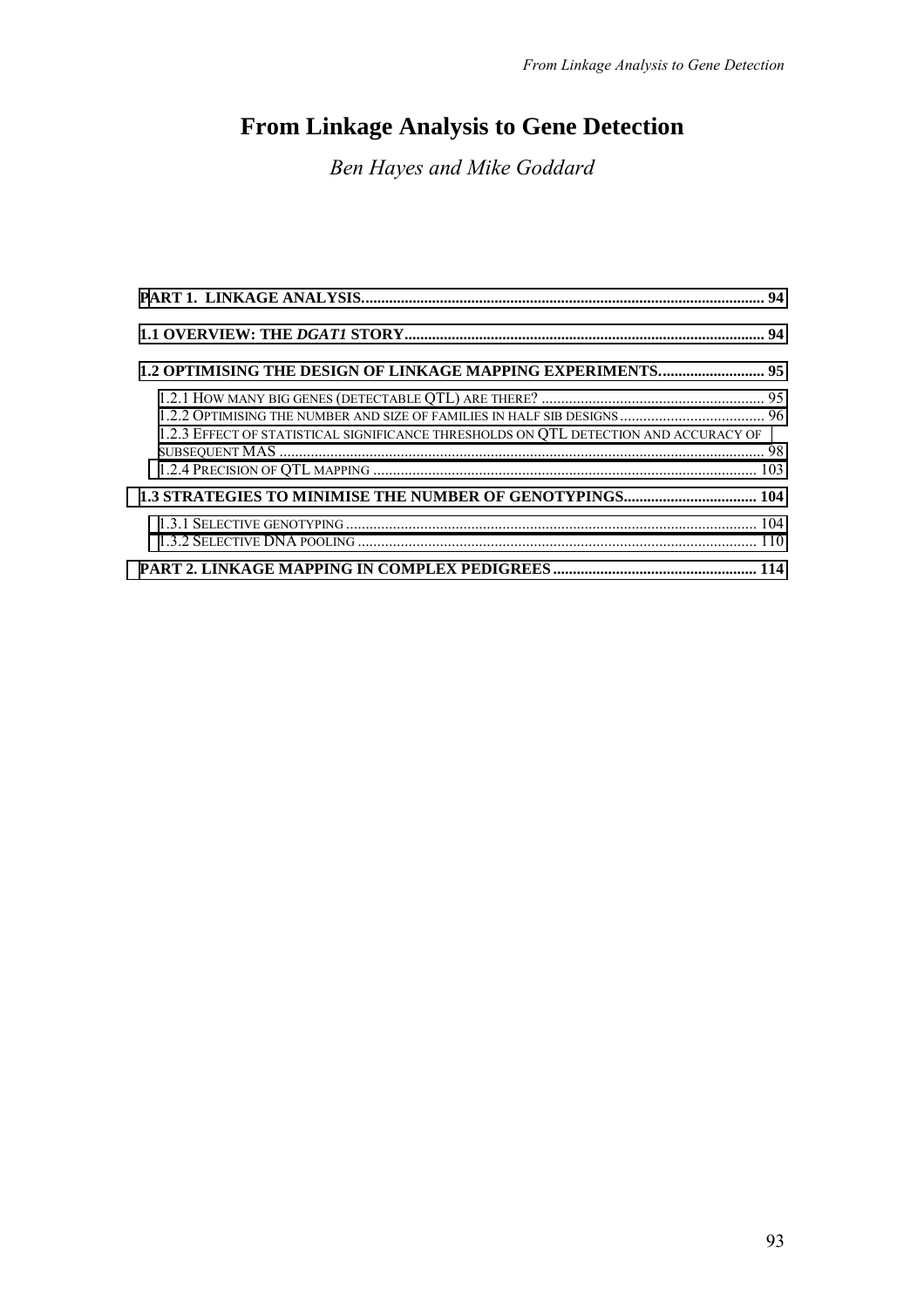# From Linkage Analysis to Gene Detection

*Ben Hayes and Mike Goddard*

**PART 1. LINKAGE ANALYSIS** ..... 94

**1.1 OVERVIEW: THE *DGAT1* STORY** ..... 94

**1.2 OPTIMISING THE DESIGN OF LINKAGE MAPPING EXPERIMENTS** ..... 95

- 1.2.1 How many big genes (detectable QTL) are there? ..... 95
- 1.2.2 Optimising the number and size of families in half sib designs ..... 96
- 1.2.3 Effect of statistical significance thresholds on QTL detection and accuracy of subsequent MAS ..... 98
- 1.2.4 Precision of QTL mapping ..... 103

**1.3 STRATEGIES TO MINIMISE THE NUMBER OF GENOTYPINGS** ..... 104

- 1.3.1 Selective genotyping ..... 104
- 1.3.2 Selective DNA pooling ..... 110

**PART 2. LINKAGE MAPPING IN COMPLEX PEDIGREES** ..... 114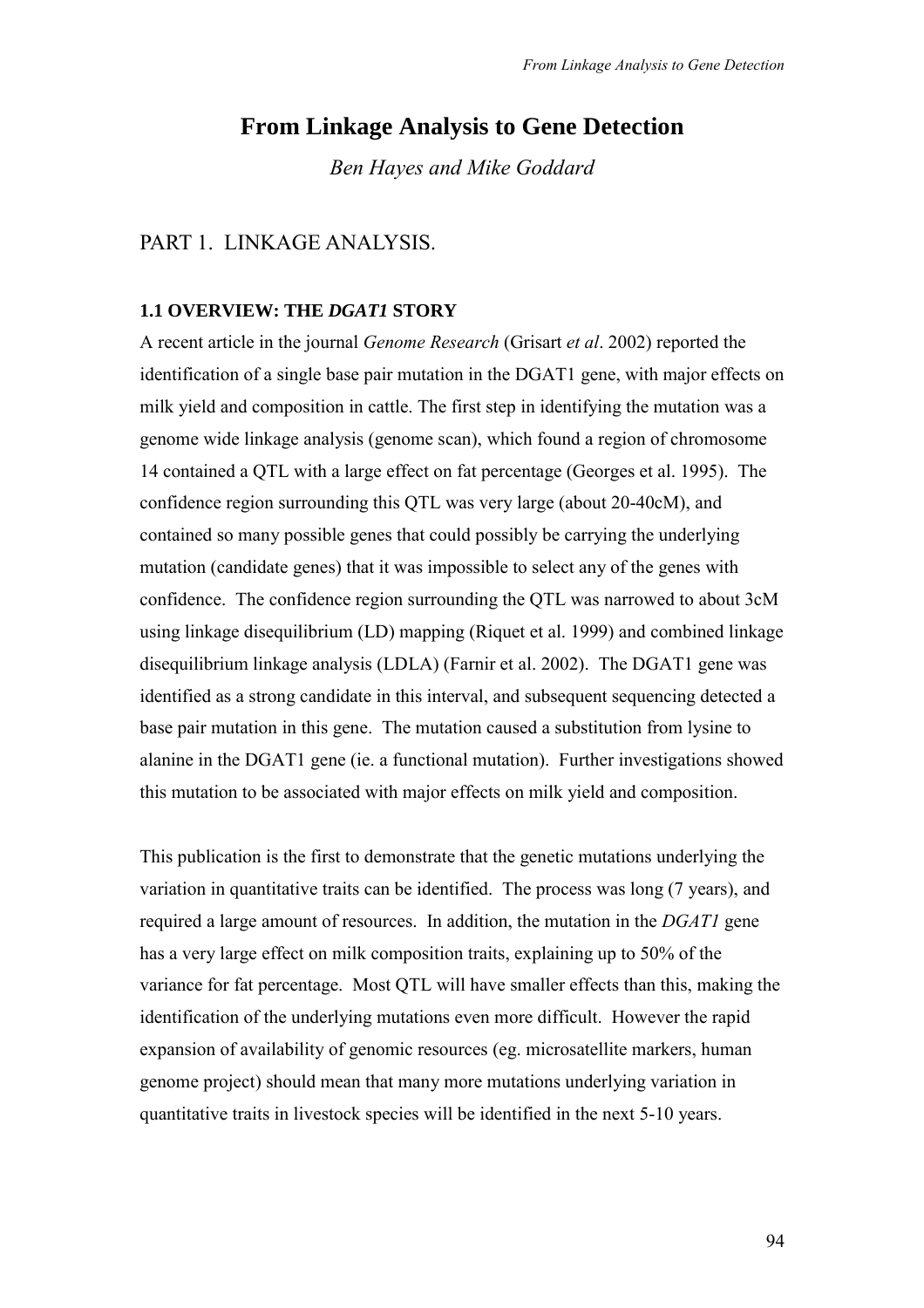# From Linkage Analysis to Gene Detection

*Ben Hayes and Mike Goddard*

## PART 1. LINKAGE ANALYSIS.

### 1.1 OVERVIEW: THE *DGAT1* STORY

A recent article in the journal *Genome Research* (Grisart *et al*. 2002) reported the identification of a single base pair mutation in the DGAT1 gene, with major effects on milk yield and composition in cattle. The first step in identifying the mutation was a genome wide linkage analysis (genome scan), which found a region of chromosome 14 contained a QTL with a large effect on fat percentage (Georges et al. 1995). The confidence region surrounding this QTL was very large (about 20-40cM), and contained so many possible genes that could possibly be carrying the underlying mutation (candidate genes) that it was impossible to select any of the genes with confidence. The confidence region surrounding the QTL was narrowed to about 3cM using linkage disequilibrium (LD) mapping (Riquet et al. 1999) and combined linkage disequilibrium linkage analysis (LDLA) (Farnir et al. 2002). The DGAT1 gene was identified as a strong candidate in this interval, and subsequent sequencing detected a base pair mutation in this gene. The mutation caused a substitution from lysine to alanine in the DGAT1 gene (ie. a functional mutation). Further investigations showed this mutation to be associated with major effects on milk yield and composition.

This publication is the first to demonstrate that the genetic mutations underlying the variation in quantitative traits can be identified. The process was long (7 years), and required a large amount of resources. In addition, the mutation in the *DGAT1* gene has a very large effect on milk composition traits, explaining up to 50% of the variance for fat percentage. Most QTL will have smaller effects than this, making the identification of the underlying mutations even more difficult. However the rapid expansion of availability of genomic resources (eg. microsatellite markers, human genome project) should mean that many more mutations underlying variation in quantitative traits in livestock species will be identified in the next 5-10 years.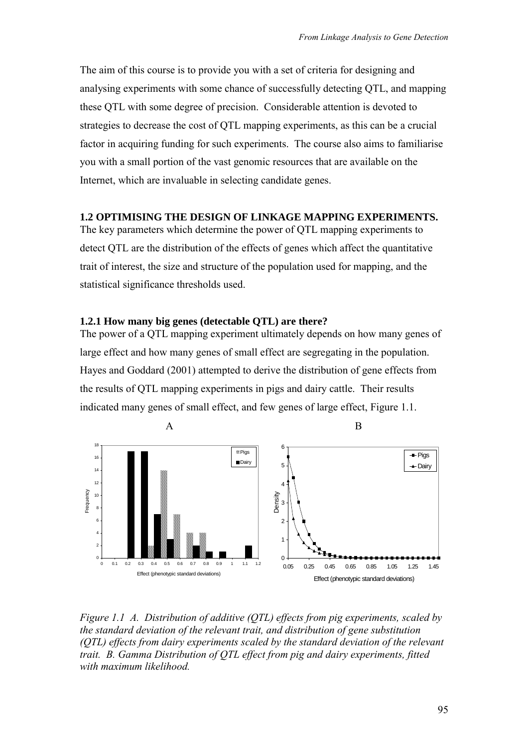The aim of this course is to provide you with a set of criteria for designing and analysing experiments with some chance of successfully detecting QTL, and mapping these QTL with some degree of precision. Considerable attention is devoted to strategies to decrease the cost of QTL mapping experiments, as this can be a crucial factor in acquiring funding for such experiments. The course also aims to familiarise you with a small portion of the vast genomic resources that are available on the Internet, which are invaluable in selecting candidate genes.

## 1.2 OPTIMISING THE DESIGN OF LINKAGE MAPPING EXPERIMENTS.

The key parameters which determine the power of QTL mapping experiments to detect QTL are the distribution of the effects of genes which affect the quantitative trait of interest, the size and structure of the population used for mapping, and the statistical significance thresholds used.

### 1.2.1 How many big genes (detectable QTL) are there?

The power of a QTL mapping experiment ultimately depends on how many genes of large effect and how many genes of small effect are segregating in the population. Hayes and Goddard (2001) attempted to derive the distribution of gene effects from the results of QTL mapping experiments in pigs and dairy cattle. Their results indicated many genes of small effect, and few genes of large effect, Figure 1.1.

*Figure 1.1 A. Distribution of additive (QTL) effects from pig experiments, scaled by the standard deviation of the relevant trait, and distribution of gene substitution (QTL) effects from dairy experiments scaled by the standard deviation of the relevant trait. B. Gamma Distribution of QTL effect from pig and dairy experiments, fitted with maximum likelihood.*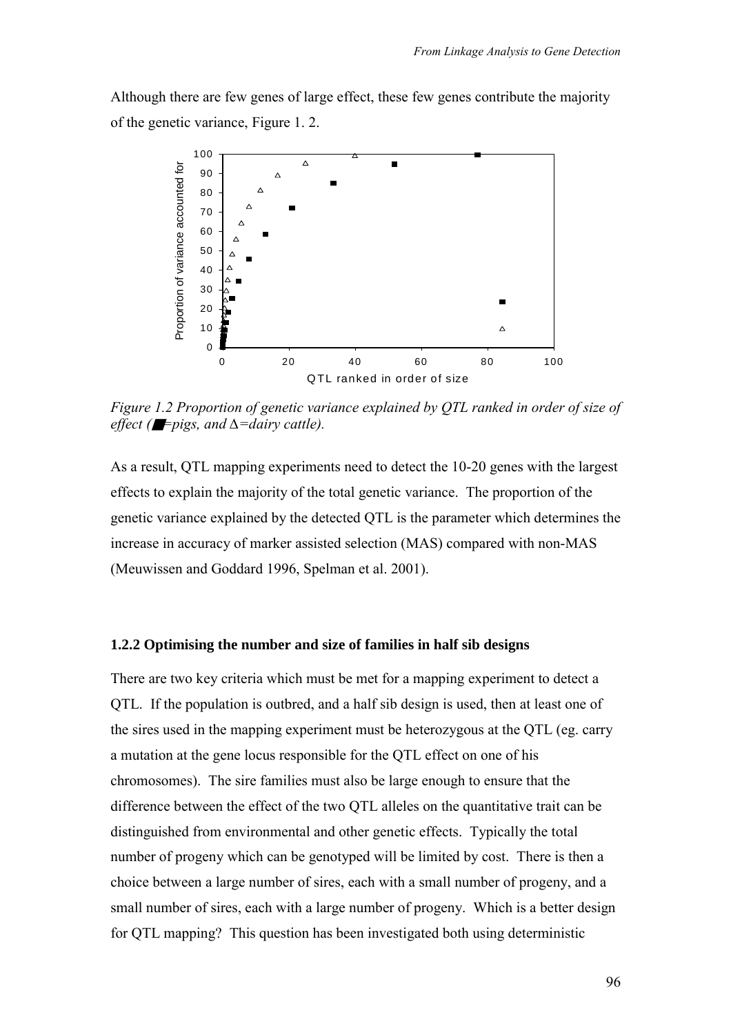Although there are few genes of large effect, these few genes contribute the majority of the genetic variance, Figure 1. 2.

*Figure 1.2 Proportion of genetic variance explained by QTL ranked in order of size of effect (■=pigs, and Δ=dairy cattle).*

As a result, QTL mapping experiments need to detect the 10-20 genes with the largest effects to explain the majority of the total genetic variance. The proportion of the genetic variance explained by the detected QTL is the parameter which determines the increase in accuracy of marker assisted selection (MAS) compared with non-MAS (Meuwissen and Goddard 1996, Spelman et al. 2001).

### 1.2.2 Optimising the number and size of families in half sib designs

There are two key criteria which must be met for a mapping experiment to detect a QTL. If the population is outbred, and a half sib design is used, then at least one of the sires used in the mapping experiment must be heterozygous at the QTL (eg. carry a mutation at the gene locus responsible for the QTL effect on one of his chromosomes). The sire families must also be large enough to ensure that the difference between the effect of the two QTL alleles on the quantitative trait can be distinguished from environmental and other genetic effects. Typically the total number of progeny which can be genotyped will be limited by cost. There is then a choice between a large number of sires, each with a small number of progeny, and a small number of sires, each with a large number of progeny. Which is a better design for QTL mapping? This question has been investigated both using deterministic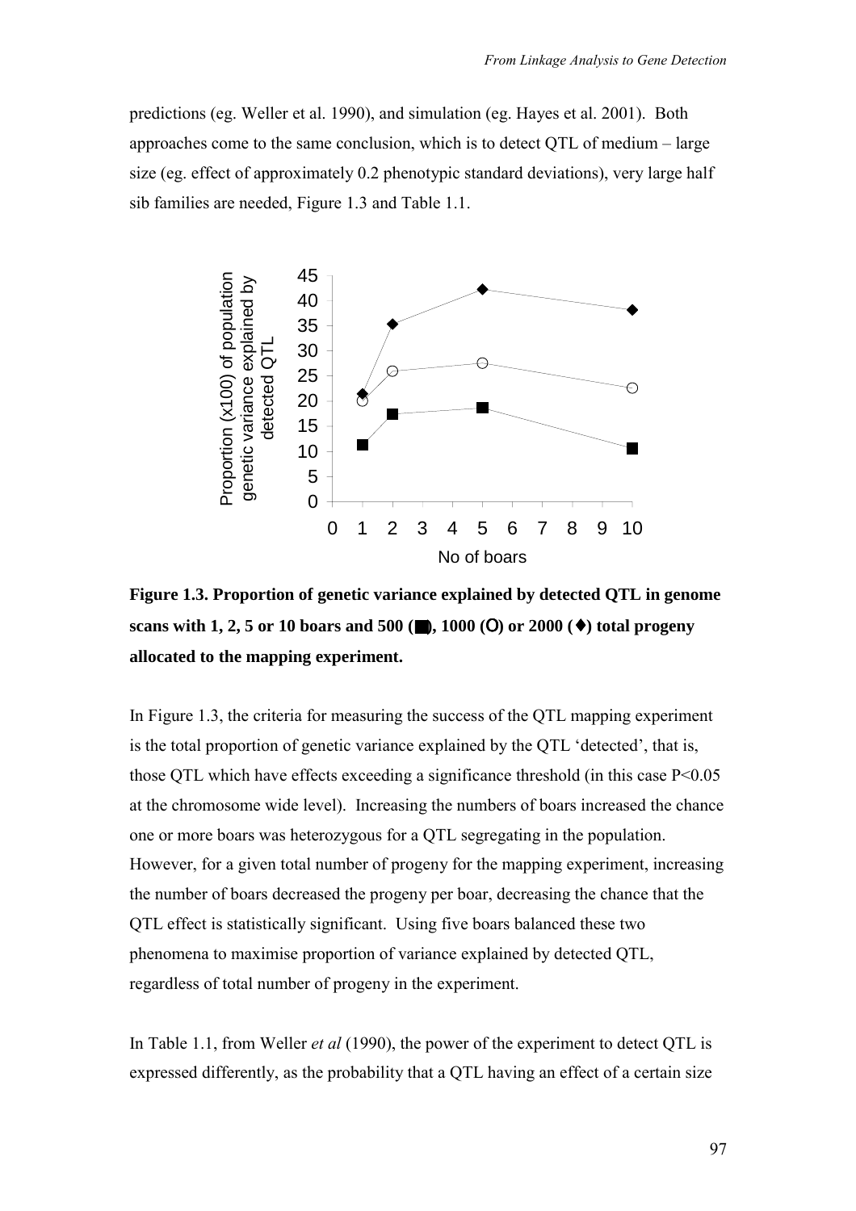predictions (eg. Weller et al. 1990), and simulation (eg. Hayes et al. 2001). Both approaches come to the same conclusion, which is to detect QTL of medium – large size (eg. effect of approximately 0.2 phenotypic standard deviations), very large half sib families are needed, Figure 1.3 and Table 1.1.

**Figure 1.3. Proportion of genetic variance explained by detected QTL in genome scans with 1, 2, 5 or 10 boars and 500 (■), 1000 (O) or 2000 (♦) total progeny allocated to the mapping experiment.**

In Figure 1.3, the criteria for measuring the success of the QTL mapping experiment is the total proportion of genetic variance explained by the QTL 'detected', that is, those QTL which have effects exceeding a significance threshold (in this case P<0.05 at the chromosome wide level). Increasing the numbers of boars increased the chance one or more boars was heterozygous for a QTL segregating in the population. However, for a given total number of progeny for the mapping experiment, increasing the number of boars decreased the progeny per boar, decreasing the chance that the QTL effect is statistically significant. Using five boars balanced these two phenomena to maximise proportion of variance explained by detected QTL, regardless of total number of progeny in the experiment.

In Table 1.1, from Weller *et al* (1990), the power of the experiment to detect QTL is expressed differently, as the probability that a QTL having an effect of a certain size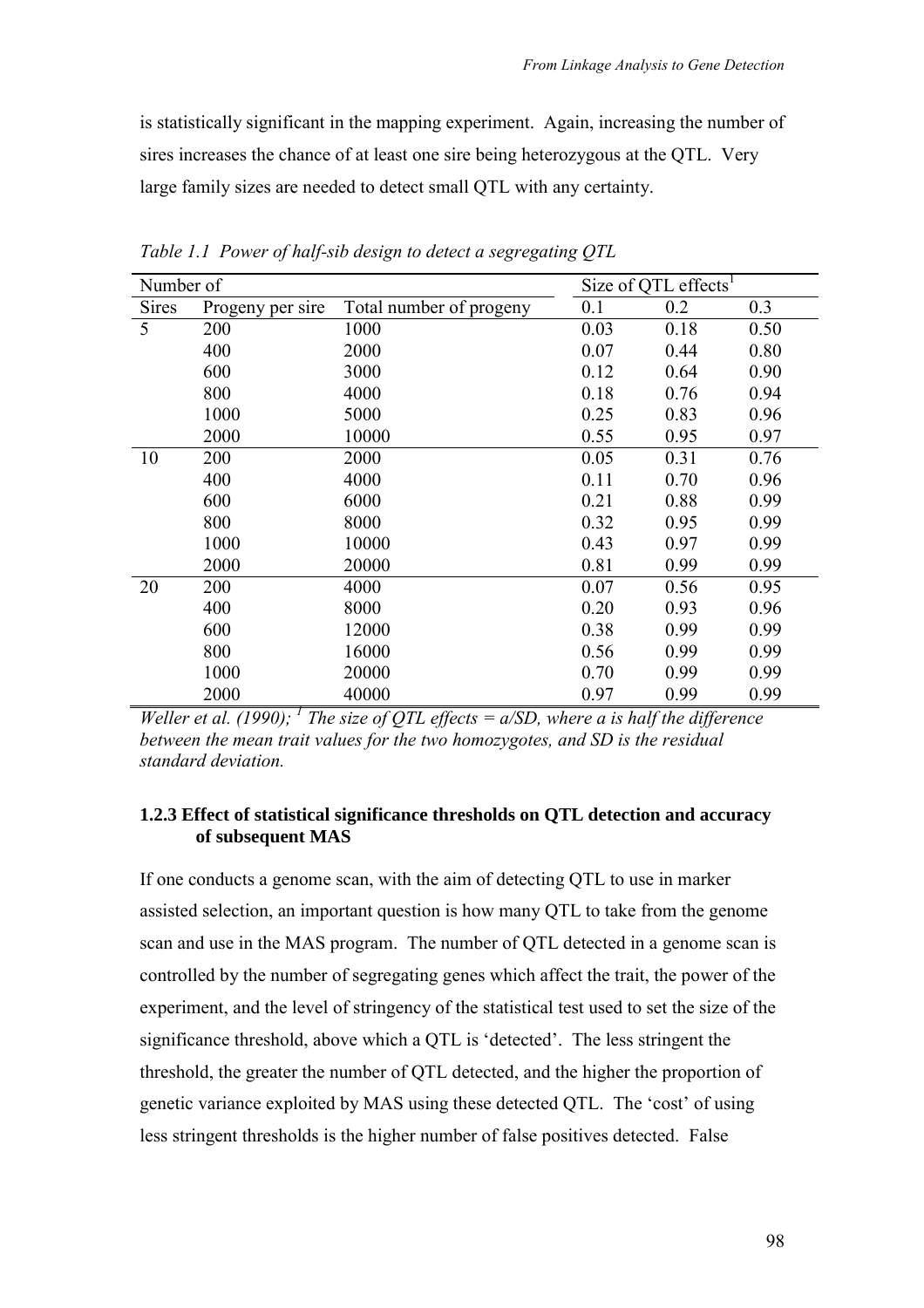is statistically significant in the mapping experiment. Again, increasing the number of sires increases the chance of at least one sire being heterozygous at the QTL. Very large family sizes are needed to detect small QTL with any certainty.

*Table 1.1 Power of half-sib design to detect a segregating QTL*

| Number of | | | Size of QTL effects[1] | | |
|---|---|---|---|---|---|
| Sires | Progeny per sire | Total number of progeny | 0.1 | 0.2 | 0.3 |
| 5 | 200 | 1000 | 0.03 | 0.18 | 0.50 |
| | 400 | 2000 | 0.07 | 0.44 | 0.80 |
| | 600 | 3000 | 0.12 | 0.64 | 0.90 |
| | 800 | 4000 | 0.18 | 0.76 | 0.94 |
| | 1000 | 5000 | 0.25 | 0.83 | 0.96 |
| | 2000 | 10000 | 0.55 | 0.95 | 0.97 |
| 10 | 200 | 2000 | 0.05 | 0.31 | 0.76 |
| | 400 | 4000 | 0.11 | 0.70 | 0.96 |
| | 600 | 6000 | 0.21 | 0.88 | 0.99 |
| | 800 | 8000 | 0.32 | 0.95 | 0.99 |
| | 1000 | 10000 | 0.43 | 0.97 | 0.99 |
| | 2000 | 20000 | 0.81 | 0.99 | 0.99 |
| 20 | 200 | 4000 | 0.07 | 0.56 | 0.95 |
| | 400 | 8000 | 0.20 | 0.93 | 0.96 |
| | 600 | 12000 | 0.38 | 0.99 | 0.99 |
| | 800 | 16000 | 0.56 | 0.99 | 0.99 |
| | 1000 | 20000 | 0.70 | 0.99 | 0.99 |
| | 2000 | 40000 | 0.97 | 0.99 | 0.99 |

*Weller et al. (1990); [1] The size of QTL effects = a/SD, where a is half the difference between the mean trait values for the two homozygotes, and SD is the residual standard deviation.*

### 1.2.3 Effect of statistical significance thresholds on QTL detection and accuracy of subsequent MAS

If one conducts a genome scan, with the aim of detecting QTL to use in marker assisted selection, an important question is how many QTL to take from the genome scan and use in the MAS program. The number of QTL detected in a genome scan is controlled by the number of segregating genes which affect the trait, the power of the experiment, and the level of stringency of the statistical test used to set the size of the significance threshold, above which a QTL is 'detected'. The less stringent the threshold, the greater the number of QTL detected, and the higher the proportion of genetic variance exploited by MAS using these detected QTL. The 'cost' of using less stringent thresholds is the higher number of false positives detected. False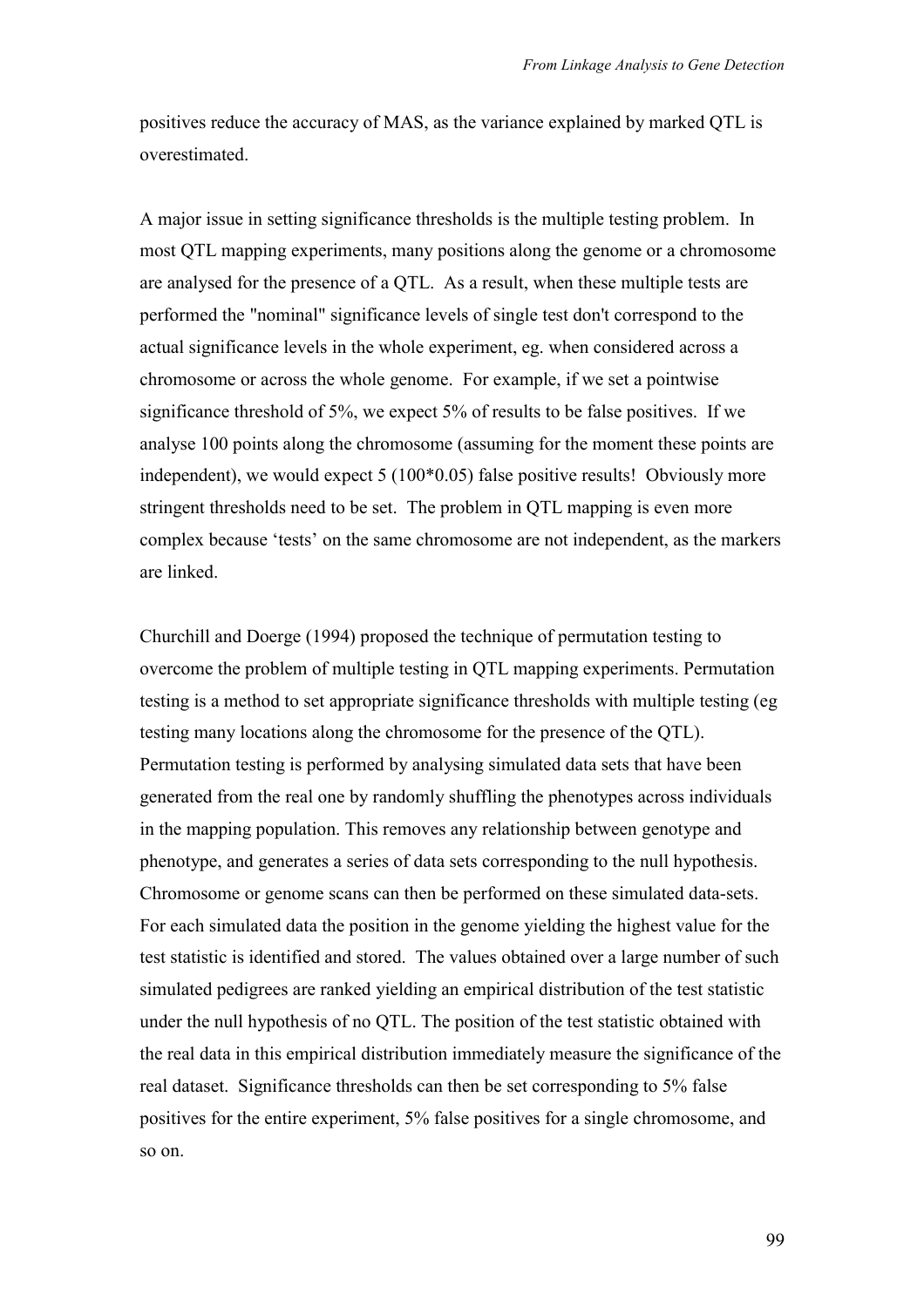positives reduce the accuracy of MAS, as the variance explained by marked QTL is overestimated.

A major issue in setting significance thresholds is the multiple testing problem. In most QTL mapping experiments, many positions along the genome or a chromosome are analysed for the presence of a QTL. As a result, when these multiple tests are performed the "nominal" significance levels of single test don't correspond to the actual significance levels in the whole experiment, eg. when considered across a chromosome or across the whole genome. For example, if we set a pointwise significance threshold of 5%, we expect 5% of results to be false positives. If we analyse 100 points along the chromosome (assuming for the moment these points are independent), we would expect 5 (100*0.05) false positive results! Obviously more stringent thresholds need to be set. The problem in QTL mapping is even more complex because 'tests' on the same chromosome are not independent, as the markers are linked.

Churchill and Doerge (1994) proposed the technique of permutation testing to overcome the problem of multiple testing in QTL mapping experiments. Permutation testing is a method to set appropriate significance thresholds with multiple testing (eg testing many locations along the chromosome for the presence of the QTL). Permutation testing is performed by analysing simulated data sets that have been generated from the real one by randomly shuffling the phenotypes across individuals in the mapping population. This removes any relationship between genotype and phenotype, and generates a series of data sets corresponding to the null hypothesis. Chromosome or genome scans can then be performed on these simulated data-sets. For each simulated data the position in the genome yielding the highest value for the test statistic is identified and stored. The values obtained over a large number of such simulated pedigrees are ranked yielding an empirical distribution of the test statistic under the null hypothesis of no QTL. The position of the test statistic obtained with the real data in this empirical distribution immediately measure the significance of the real dataset. Significance thresholds can then be set corresponding to 5% false positives for the entire experiment, 5% false positives for a single chromosome, and so on.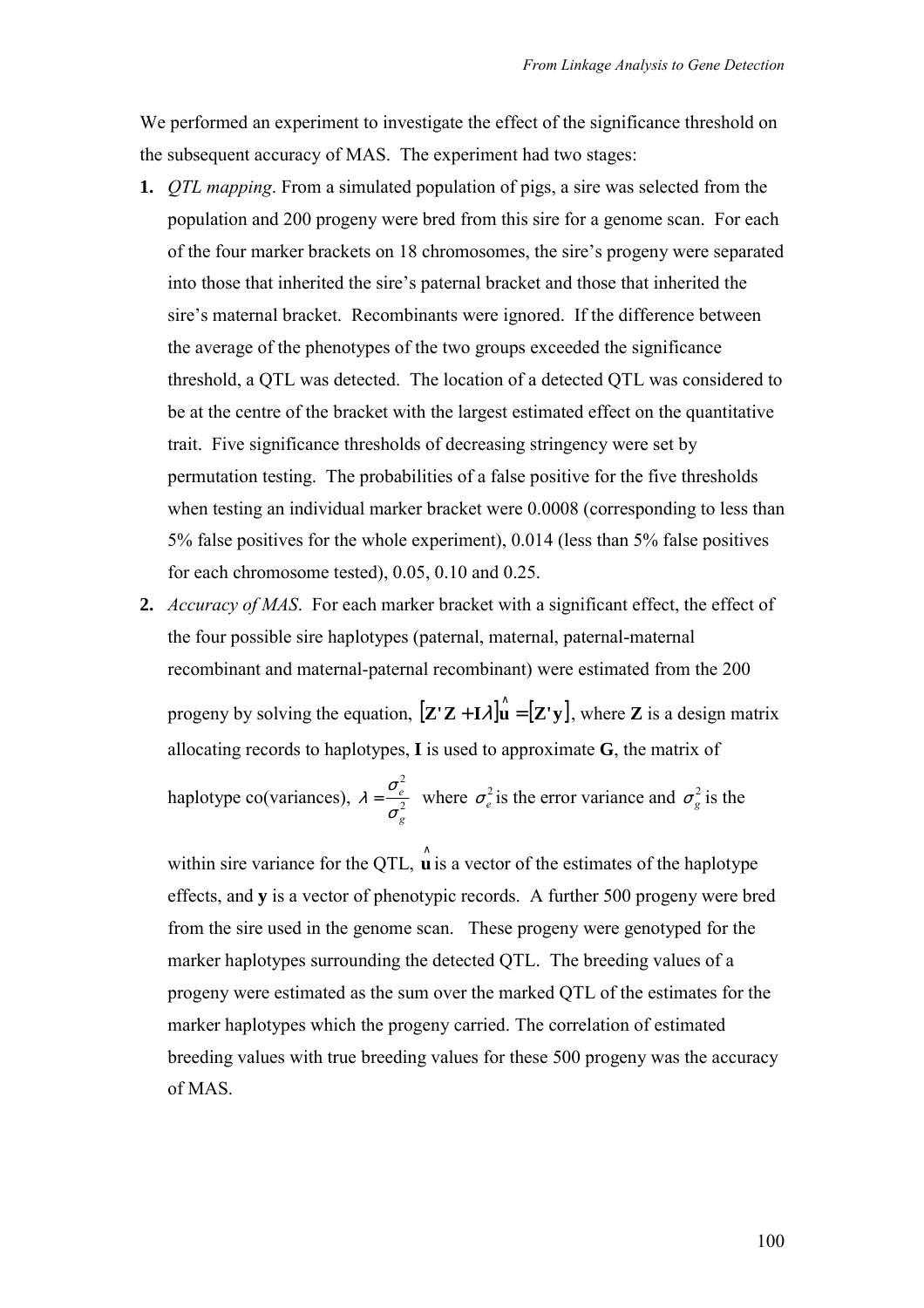We performed an experiment to investigate the effect of the significance threshold on the subsequent accuracy of MAS. The experiment had two stages:

1. *QTL mapping*. From a simulated population of pigs, a sire was selected from the population and 200 progeny were bred from this sire for a genome scan. For each of the four marker brackets on 18 chromosomes, the sire's progeny were separated into those that inherited the sire's paternal bracket and those that inherited the sire's maternal bracket. Recombinants were ignored. If the difference between the average of the phenotypes of the two groups exceeded the significance threshold, a QTL was detected. The location of a detected QTL was considered to be at the centre of the bracket with the largest estimated effect on the quantitative trait. Five significance thresholds of decreasing stringency were set by permutation testing. The probabilities of a false positive for the five thresholds when testing an individual marker bracket were 0.0008 (corresponding to less than 5% false positives for the whole experiment), 0.014 (less than 5% false positives for each chromosome tested), 0.05, 0.10 and 0.25.
2. *Accuracy of MAS*. For each marker bracket with a significant effect, the effect of the four possible sire haplotypes (paternal, maternal, paternal-maternal recombinant and maternal-paternal recombinant) were estimated from the 200 progeny by solving the equation, $[\mathbf{Z}'\mathbf{Z} + \mathbf{I}\lambda]\hat{\mathbf{u}} = [\mathbf{Z}'\mathbf{y}]$, where **Z** is a design matrix allocating records to haplotypes, **I** is used to approximate **G**, the matrix of haplotype co(variances), $\lambda = \frac{\sigma_e^2}{\sigma_g^2}$ where $\sigma_e^2$ is the error variance and $\sigma_g^2$ is the within sire variance for the QTL, $\hat{\mathbf{u}}$ is a vector of the estimates of the haplotype effects, and **y** is a vector of phenotypic records. A further 500 progeny were bred from the sire used in the genome scan. These progeny were genotyped for the marker haplotypes surrounding the detected QTL. The breeding values of a progeny were estimated as the sum over the marked QTL of the estimates for the marker haplotypes which the progeny carried. The correlation of estimated breeding values with true breeding values for these 500 progeny was the accuracy of MAS.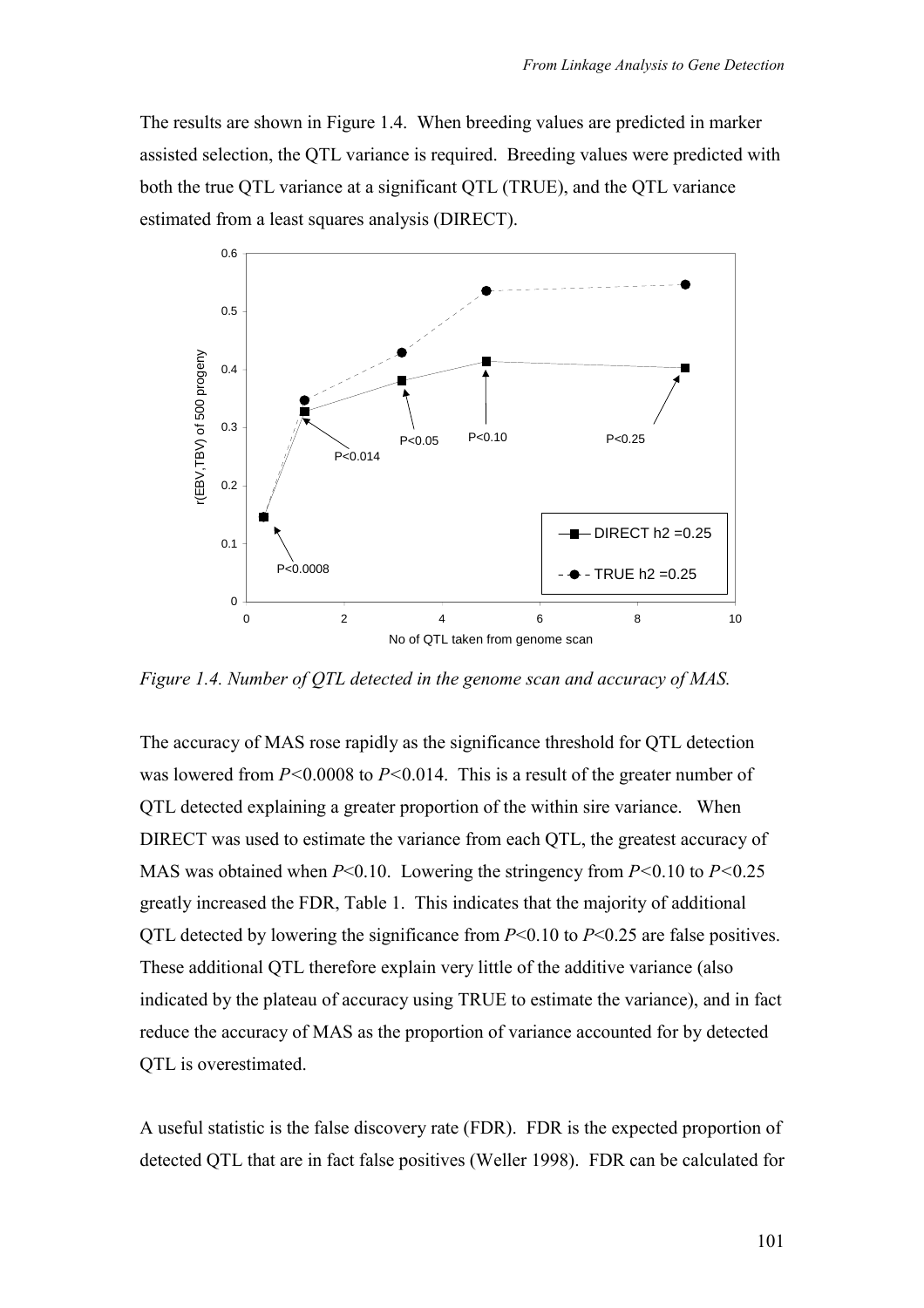The results are shown in Figure 1.4. When breeding values are predicted in marker assisted selection, the QTL variance is required. Breeding values were predicted with both the true QTL variance at a significant QTL (TRUE), and the QTL variance estimated from a least squares analysis (DIRECT).

*Figure 1.4. Number of QTL detected in the genome scan and accuracy of MAS.*

The accuracy of MAS rose rapidly as the significance threshold for QTL detection was lowered from $P<0.0008$ to $P<0.014$. This is a result of the greater number of QTL detected explaining a greater proportion of the within sire variance. When DIRECT was used to estimate the variance from each QTL, the greatest accuracy of MAS was obtained when $P<0.10$. Lowering the stringency from $P<0.10$ to $P<0.25$ greatly increased the FDR, Table 1. This indicates that the majority of additional QTL detected by lowering the significance from $P<0.10$ to $P<0.25$ are false positives. These additional QTL therefore explain very little of the additive variance (also indicated by the plateau of accuracy using TRUE to estimate the variance), and in fact reduce the accuracy of MAS as the proportion of variance accounted for by detected QTL is overestimated.

A useful statistic is the false discovery rate (FDR). FDR is the expected proportion of detected QTL that are in fact false positives (Weller 1998). FDR can be calculated for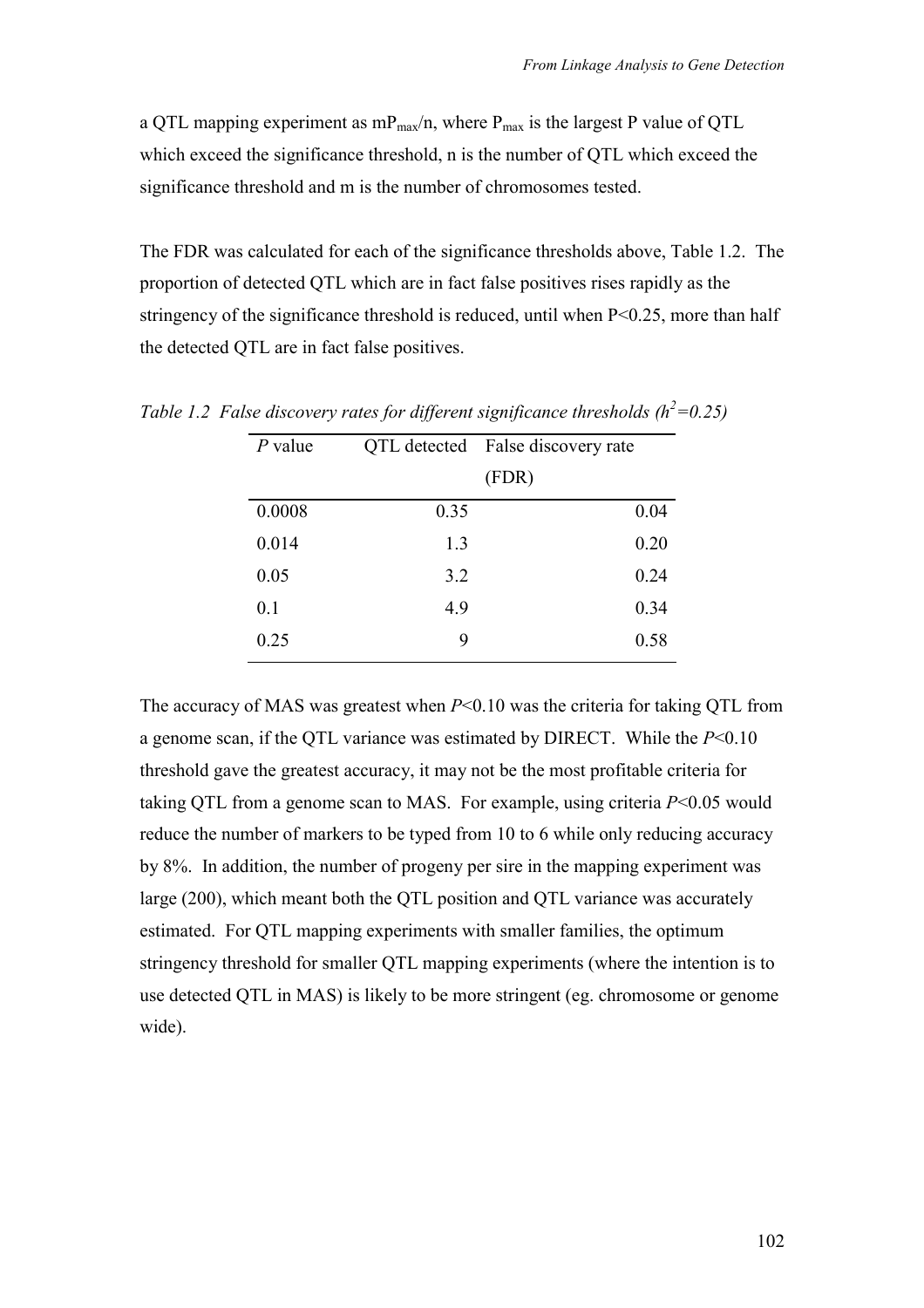a QTL mapping experiment as $mP_{max}/n$, where $P_{max}$ is the largest P value of QTL which exceed the significance threshold, n is the number of QTL which exceed the significance threshold and m is the number of chromosomes tested.

The FDR was calculated for each of the significance thresholds above, Table 1.2. The proportion of detected QTL which are in fact false positives rises rapidly as the stringency of the significance threshold is reduced, until when $P<0.25$, more than half the detected QTL are in fact false positives.

*Table 1.2 False discovery rates for different significance thresholds ($h^2=0.25$)*

| *P* value | QTL detected | False discovery rate (FDR) |
|---|---:|---:|
| 0.0008 | 0.35 | 0.04 |
| 0.014 | 1.3 | 0.20 |
| 0.05 | 3.2 | 0.24 |
| 0.1 | 4.9 | 0.34 |
| 0.25 | 9 | 0.58 |

The accuracy of MAS was greatest when $P<0.10$ was the criteria for taking QTL from a genome scan, if the QTL variance was estimated by DIRECT. While the $P<0.10$ threshold gave the greatest accuracy, it may not be the most profitable criteria for taking QTL from a genome scan to MAS. For example, using criteria $P<0.05$ would reduce the number of markers to be typed from 10 to 6 while only reducing accuracy by 8%. In addition, the number of progeny per sire in the mapping experiment was large (200), which meant both the QTL position and QTL variance was accurately estimated. For QTL mapping experiments with smaller families, the optimum stringency threshold for smaller QTL mapping experiments (where the intention is to use detected QTL in MAS) is likely to be more stringent (eg. chromosome or genome wide).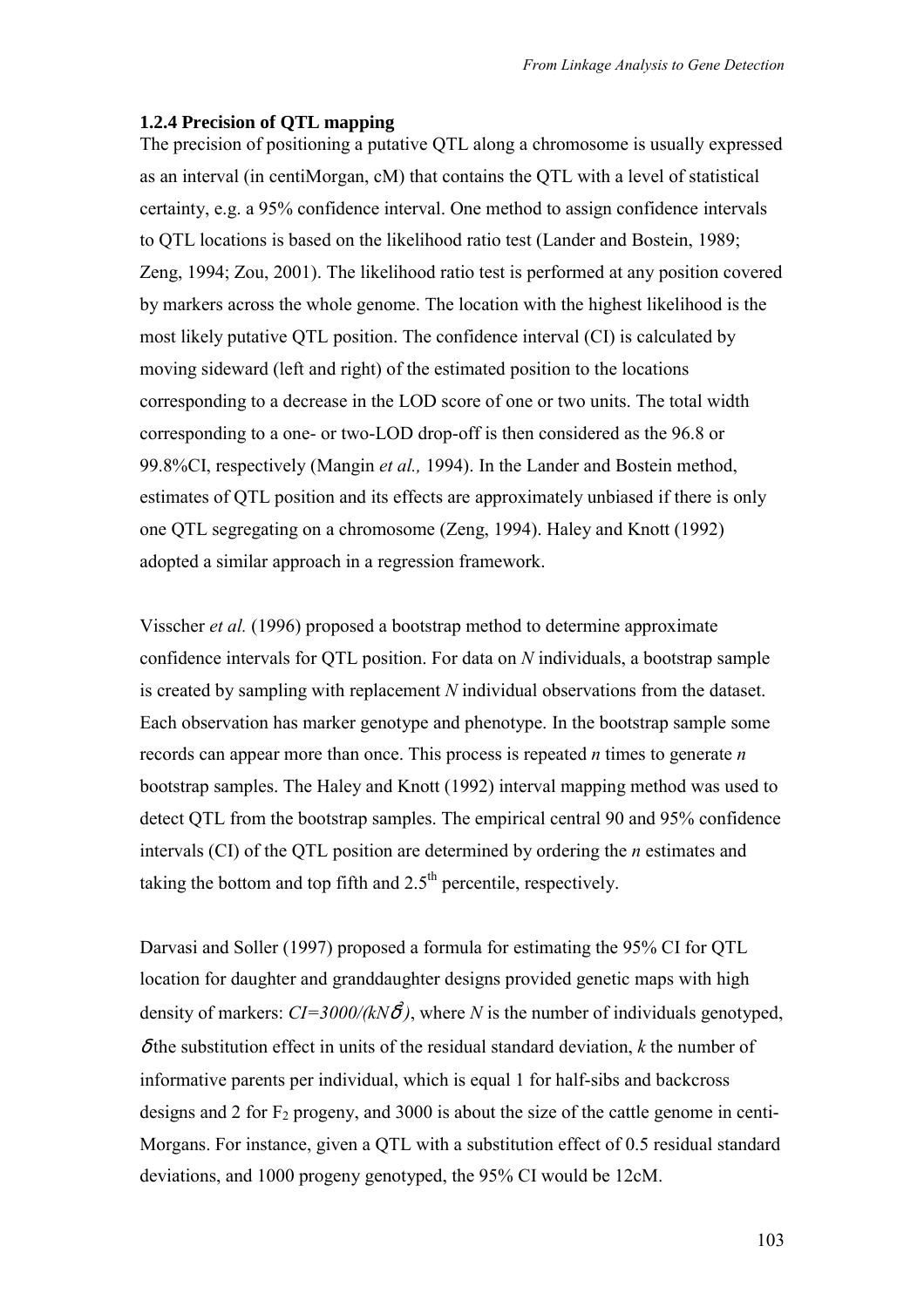### 1.2.4 Precision of QTL mapping

The precision of positioning a putative QTL along a chromosome is usually expressed as an interval (in centiMorgan, cM) that contains the QTL with a level of statistical certainty, e.g. a 95% confidence interval. One method to assign confidence intervals to QTL locations is based on the likelihood ratio test (Lander and Bostein, 1989; Zeng, 1994; Zou, 2001). The likelihood ratio test is performed at any position covered by markers across the whole genome. The location with the highest likelihood is the most likely putative QTL position. The confidence interval (CI) is calculated by moving sideward (left and right) of the estimated position to the locations corresponding to a decrease in the LOD score of one or two units. The total width corresponding to a one- or two-LOD drop-off is then considered as the 96.8 or 99.8%CI, respectively (Mangin *et al.,* 1994). In the Lander and Bostein method, estimates of QTL position and its effects are approximately unbiased if there is only one QTL segregating on a chromosome (Zeng, 1994). Haley and Knott (1992) adopted a similar approach in a regression framework.

Visscher *et al.* (1996) proposed a bootstrap method to determine approximate confidence intervals for QTL position. For data on *N* individuals, a bootstrap sample is created by sampling with replacement *N* individual observations from the dataset. Each observation has marker genotype and phenotype. In the bootstrap sample some records can appear more than once. This process is repeated *n* times to generate *n* bootstrap samples. The Haley and Knott (1992) interval mapping method was used to detect QTL from the bootstrap samples. The empirical central 90 and 95% confidence intervals (CI) of the QTL position are determined by ordering the *n* estimates and taking the bottom and top fifth and $2.5^{th}$ percentile, respectively.

Darvasi and Soller (1997) proposed a formula for estimating the 95% CI for QTL location for daughter and granddaughter designs provided genetic maps with high density of markers: $CI=3000/(kN\delta^2)$, where $N$ is the number of individuals genotyped, $\delta$ the substitution effect in units of the residual standard deviation, $k$ the number of informative parents per individual, which is equal 1 for half-sibs and backcross designs and 2 for $F_2$ progeny, and 3000 is about the size of the cattle genome in centi-Morgans. For instance, given a QTL with a substitution effect of 0.5 residual standard deviations, and 1000 progeny genotyped, the 95% CI would be 12cM.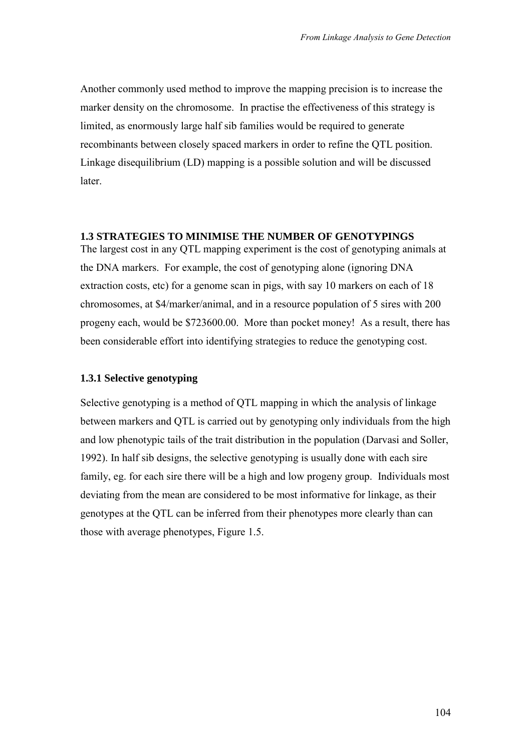Another commonly used method to improve the mapping precision is to increase the marker density on the chromosome. In practise the effectiveness of this strategy is limited, as enormously large half sib families would be required to generate recombinants between closely spaced markers in order to refine the QTL position. Linkage disequilibrium (LD) mapping is a possible solution and will be discussed later.

## 1.3 STRATEGIES TO MINIMISE THE NUMBER OF GENOTYPINGS

The largest cost in any QTL mapping experiment is the cost of genotyping animals at the DNA markers. For example, the cost of genotyping alone (ignoring DNA extraction costs, etc) for a genome scan in pigs, with say 10 markers on each of 18 chromosomes, at $4/marker/animal, and in a resource population of 5 sires with 200 progeny each, would be $723600.00. More than pocket money! As a result, there has been considerable effort into identifying strategies to reduce the genotyping cost.

### 1.3.1 Selective genotyping

Selective genotyping is a method of QTL mapping in which the analysis of linkage between markers and QTL is carried out by genotyping only individuals from the high and low phenotypic tails of the trait distribution in the population (Darvasi and Soller, 1992). In half sib designs, the selective genotyping is usually done with each sire family, eg. for each sire there will be a high and low progeny group. Individuals most deviating from the mean are considered to be most informative for linkage, as their genotypes at the QTL can be inferred from their phenotypes more clearly than can those with average phenotypes, Figure 1.5.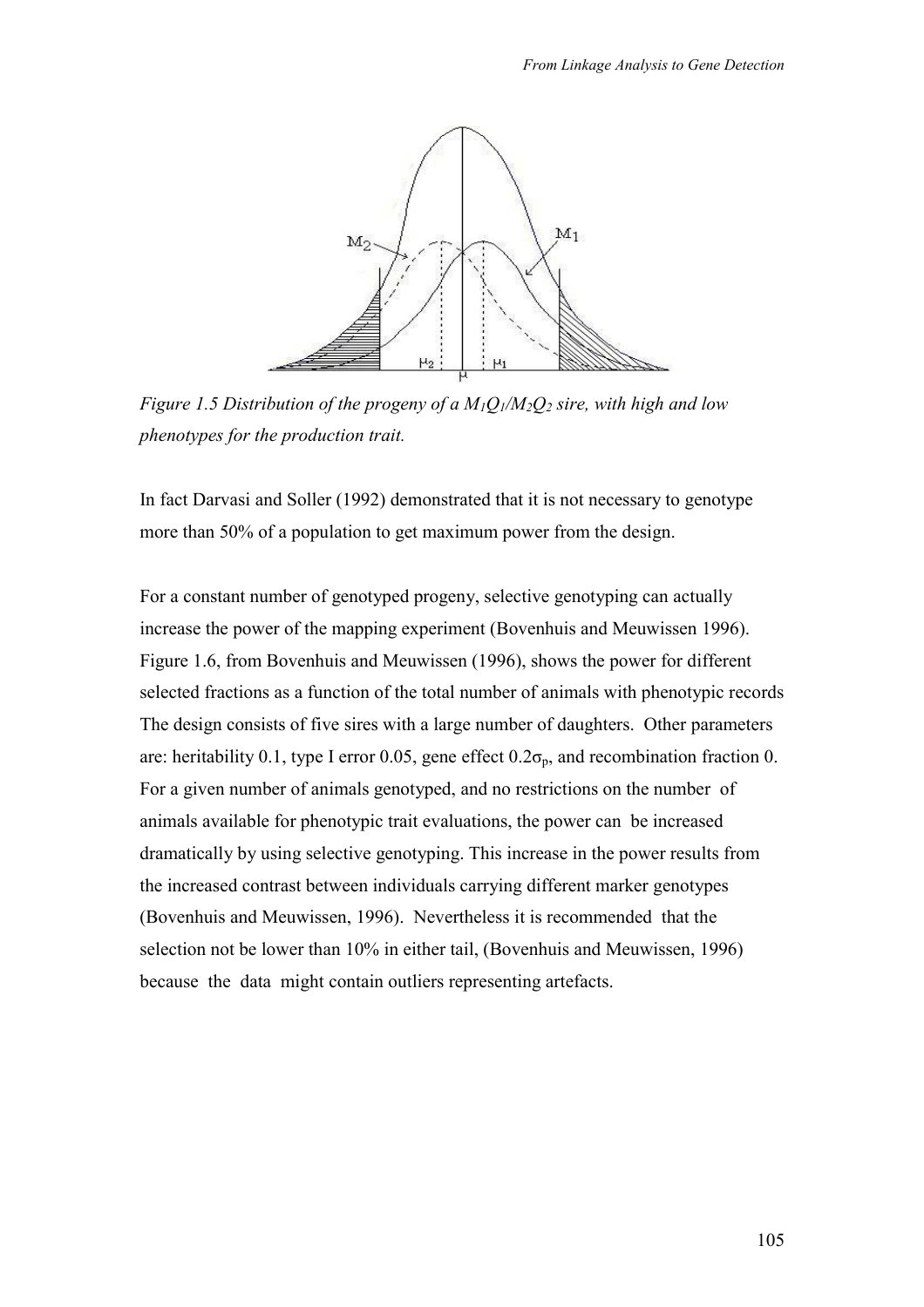*Figure 1.5 Distribution of the progeny of a $M_1Q_1/M_2Q_2$ sire, with high and low phenotypes for the production trait.*

In fact Darvasi and Soller (1992) demonstrated that it is not necessary to genotype more than 50% of a population to get maximum power from the design.

For a constant number of genotyped progeny, selective genotyping can actually increase the power of the mapping experiment (Bovenhuis and Meuwissen 1996). Figure 1.6, from Bovenhuis and Meuwissen (1996), shows the power for different selected fractions as a function of the total number of animals with phenotypic records The design consists of five sires with a large number of daughters. Other parameters are: heritability 0.1, type I error 0.05, gene effect $0.2\sigma_p$, and recombination fraction 0. For a given number of animals genotyped, and no restrictions on the number of animals available for phenotypic trait evaluations, the power can be increased dramatically by using selective genotyping. This increase in the power results from the increased contrast between individuals carrying different marker genotypes (Bovenhuis and Meuwissen, 1996). Nevertheless it is recommended that the selection not be lower than 10% in either tail, (Bovenhuis and Meuwissen, 1996) because the data might contain outliers representing artefacts.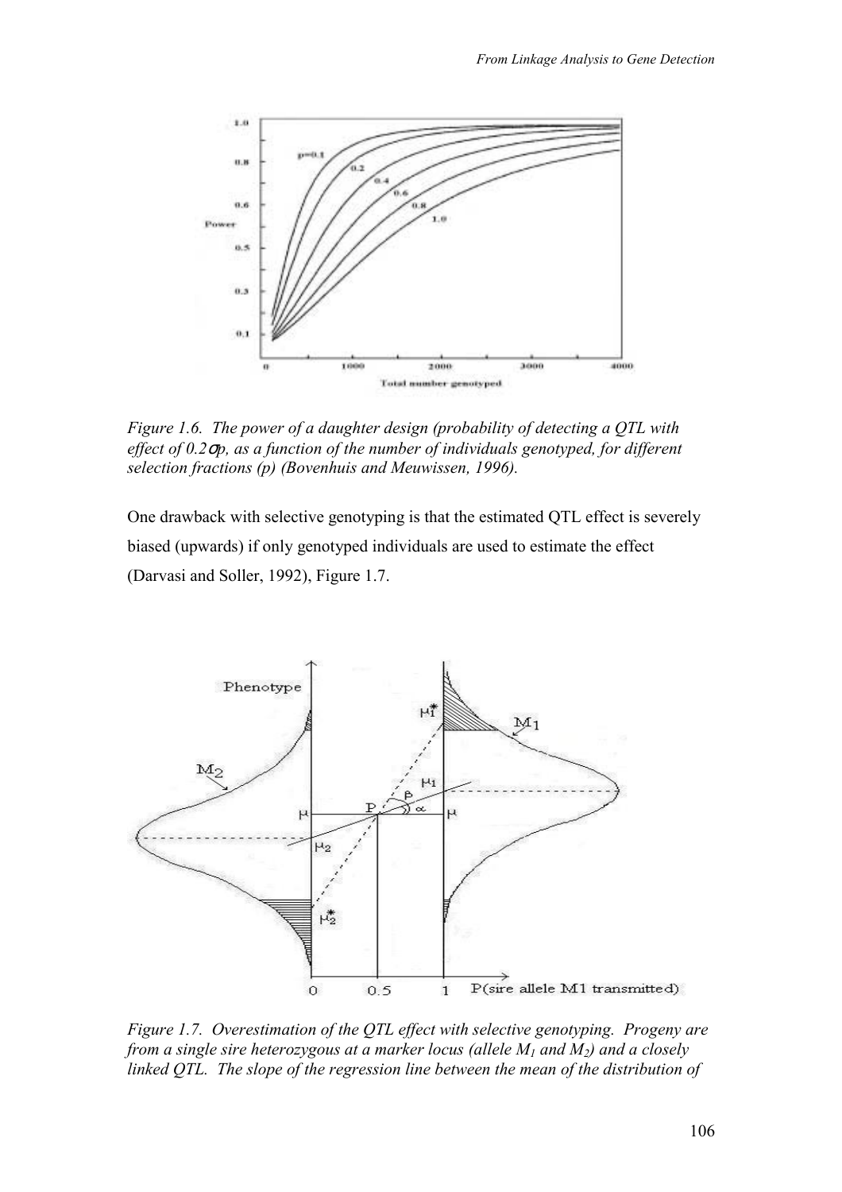*Figure 1.6. The power of a daughter design (probability of detecting a QTL with effect of $0.2\sigma_p$, as a function of the number of individuals genotyped, for different selection fractions (p) (Bovenhuis and Meuwissen, 1996).*

One drawback with selective genotyping is that the estimated QTL effect is severely biased (upwards) if only genotyped individuals are used to estimate the effect (Darvasi and Soller, 1992), Figure 1.7.

*Figure 1.7. Overestimation of the QTL effect with selective genotyping. Progeny are from a single sire heterozygous at a marker locus (allele $M_1$ and $M_2$) and a closely linked QTL. The slope of the regression line between the mean of the distribution of*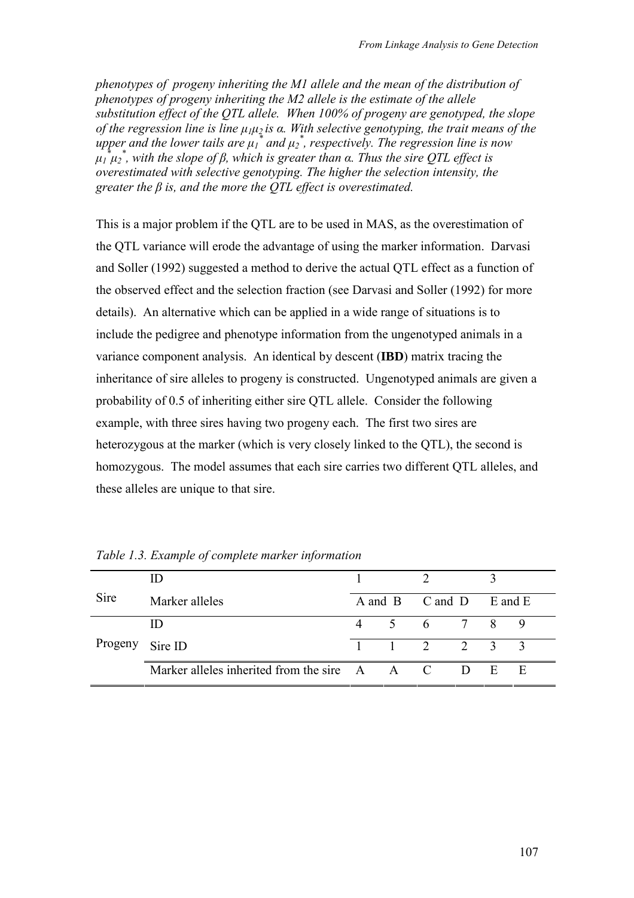*phenotypes of progeny inheriting the M1 allele and the mean of the distribution of phenotypes of progeny inheriting the M2 allele is the estimate of the allele substitution effect of the QTL allele. When 100% of progeny are genotyped, the slope of the regression line is line $\mu_1\mu_2$ is α. With selective genotyping, the trait means of the upper and the lower tails are $\mu_1^*$ and $\mu_2^*$, respectively. The regression line is now $\mu_1^*\mu_2^*$, with the slope of β, which is greater than α. Thus the sire QTL effect is overestimated with selective genotyping. The higher the selection intensity, the greater the β is, and the more the QTL effect is overestimated.*

This is a major problem if the QTL are to be used in MAS, as the overestimation of the QTL variance will erode the advantage of using the marker information. Darvasi and Soller (1992) suggested a method to derive the actual QTL effect as a function of the observed effect and the selection fraction (see Darvasi and Soller (1992) for more details). An alternative which can be applied in a wide range of situations is to include the pedigree and phenotype information from the ungenotyped animals in a variance component analysis. An identical by descent (**IBD**) matrix tracing the inheritance of sire alleles to progeny is constructed. Ungenotyped animals are given a probability of 0.5 of inheriting either sire QTL allele. Consider the following example, with three sires having two progeny each. The first two sires are heterozygous at the marker (which is very closely linked to the QTL), the second is homozygous. The model assumes that each sire carries two different QTL alleles, and these alleles are unique to that sire.

*Table 1.3. Example of complete marker information*

| | | | | | | | |
|---|---|---|---|---|---|---|---|
| Sire | ID | 1 | | 2 | | 3 | |
| | Marker alleles | A and B | | C and D | | E and E | |
| Progeny | ID | 4 | 5 | 6 | 7 | 8 | 9 |
| | Sire ID | 1 | 1 | 2 | 2 | 3 | 3 |
| | Marker alleles inherited from the sire | A | A | C | D | E | E |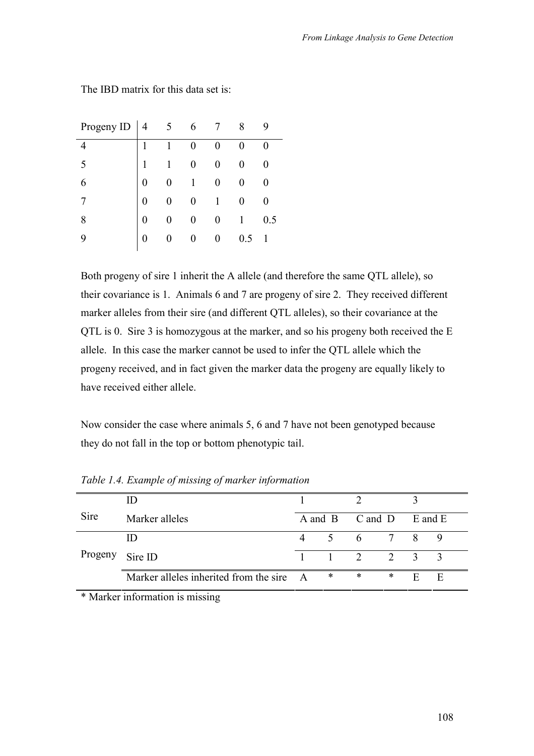The IBD matrix for this data set is:

| Progeny ID | 4 | 5 | 6 | 7 | 8 | 9 |
|---|---|---|---|---|---|---|
| 4 | 1 | 1 | 0 | 0 | 0 | 0 |
| 5 | 1 | 1 | 0 | 0 | 0 | 0 |
| 6 | 0 | 0 | 1 | 0 | 0 | 0 |
| 7 | 0 | 0 | 0 | 1 | 0 | 0 |
| 8 | 0 | 0 | 0 | 0 | 1 | 0.5 |
| 9 | 0 | 0 | 0 | 0 | 0.5 | 1 |

Both progeny of sire 1 inherit the A allele (and therefore the same QTL allele), so their covariance is 1. Animals 6 and 7 are progeny of sire 2. They received different marker alleles from their sire (and different QTL alleles), so their covariance at the QTL is 0. Sire 3 is homozygous at the marker, and so his progeny both received the E allele. In this case the marker cannot be used to infer the QTL allele which the progeny received, and in fact given the marker data the progeny are equally likely to have received either allele.

Now consider the case where animals 5, 6 and 7 have not been genotyped because they do not fall in the top or bottom phenotypic tail.

*Table 1.4. Example of missing of marker information*

| | | | | | | | |
|---|---|---|---|---|---|---|---|
| Sire | ID | 1 | | 2 | | 3 | |
| | Marker alleles | A and B | | C and D | | E and E | |
| Progeny | ID | 4 | 5 | 6 | 7 | 8 | 9 |
| | Sire ID | 1 | 1 | 2 | 2 | 3 | 3 |
| | Marker alleles inherited from the sire | A | * | * | * | E | E |

\* Marker information is missing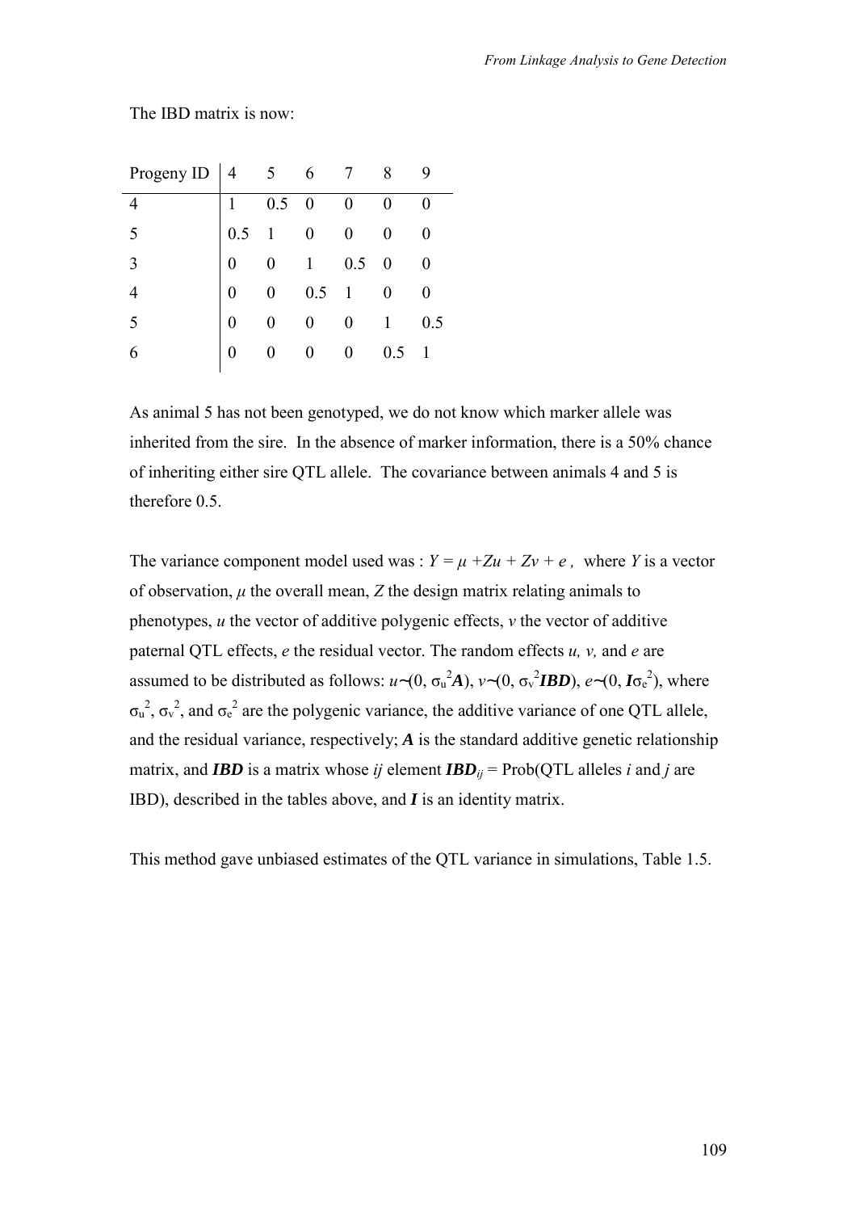The IBD matrix is now:

| Progeny ID | 4 | 5 | 6 | 7 | 8 | 9 |
|---|---|---|---|---|---|---|
| 4 | 1 | 0.5 | 0 | 0 | 0 | 0 |
| 5 | 0.5 | 1 | 0 | 0 | 0 | 0 |
| 3 | 0 | 0 | 1 | 0.5 | 0 | 0 |
| 4 | 0 | 0 | 0.5 | 1 | 0 | 0 |
| 5 | 0 | 0 | 0 | 0 | 1 | 0.5 |
| 6 | 0 | 0 | 0 | 0 | 0.5 | 1 |

As animal 5 has not been genotyped, we do not know which marker allele was inherited from the sire. In the absence of marker information, there is a 50% chance of inheriting either sire QTL allele. The covariance between animals 4 and 5 is therefore 0.5.

The variance component model used was : $Y = \mu + Zu + Zv + e$ , where $Y$ is a vector of observation, $\mu$ the overall mean, $Z$ the design matrix relating animals to phenotypes, $u$ the vector of additive polygenic effects, $v$ the vector of additive paternal QTL effects, $e$ the residual vector. The random effects $u$, $v$, and $e$ are assumed to be distributed as follows: $u \sim (0, \sigma_u^2 \boldsymbol{A})$, $v \sim (0, \sigma_v^2 \boldsymbol{IBD})$, $e \sim (0, \boldsymbol{I}\sigma_e^2)$, where $\sigma_u^2$, $\sigma_v^2$, and $\sigma_e^2$ are the polygenic variance, the additive variance of one QTL allele, and the residual variance, respectively; $\boldsymbol{A}$ is the standard additive genetic relationship matrix, and $\boldsymbol{IBD}$ is a matrix whose $ij$ element $\boldsymbol{IBD}_{ij}$ = Prob(QTL alleles $i$ and $j$ are IBD), described in the tables above, and $\boldsymbol{I}$ is an identity matrix.

This method gave unbiased estimates of the QTL variance in simulations, Table 1.5.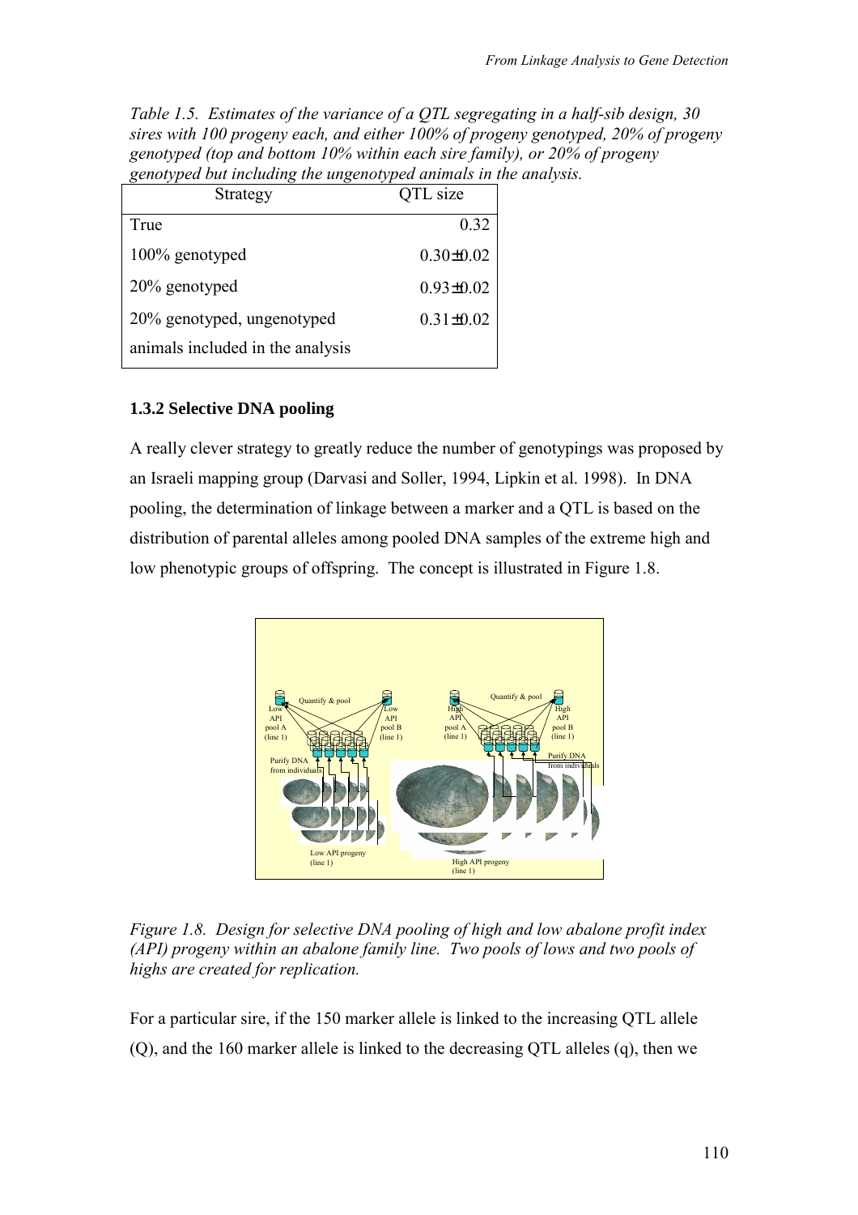*Table 1.5. Estimates of the variance of a QTL segregating in a half-sib design, 30 sires with 100 progeny each, and either 100% of progeny genotyped, 20% of progeny genotyped (top and bottom 10% within each sire family), or 20% of progeny genotyped but including the ungenotyped animals in the analysis.*

| Strategy | QTL size |
|---|---|
| True | 0.32 |
| 100% genotyped | 0.30±0.02 |
| 20% genotyped | 0.93±0.02 |
| 20% genotyped, ungenotyped animals included in the analysis | 0.31±0.02 |

### 1.3.2 Selective DNA pooling

A really clever strategy to greatly reduce the number of genotypings was proposed by an Israeli mapping group (Darvasi and Soller, 1994, Lipkin et al. 1998). In DNA pooling, the determination of linkage between a marker and a QTL is based on the distribution of parental alleles among pooled DNA samples of the extreme high and low phenotypic groups of offspring. The concept is illustrated in Figure 1.8.

*Figure 1.8. Design for selective DNA pooling of high and low abalone profit index (API) progeny within an abalone family line. Two pools of lows and two pools of highs are created for replication.*

For a particular sire, if the 150 marker allele is linked to the increasing QTL allele (Q), and the 160 marker allele is linked to the decreasing QTL alleles (q), then we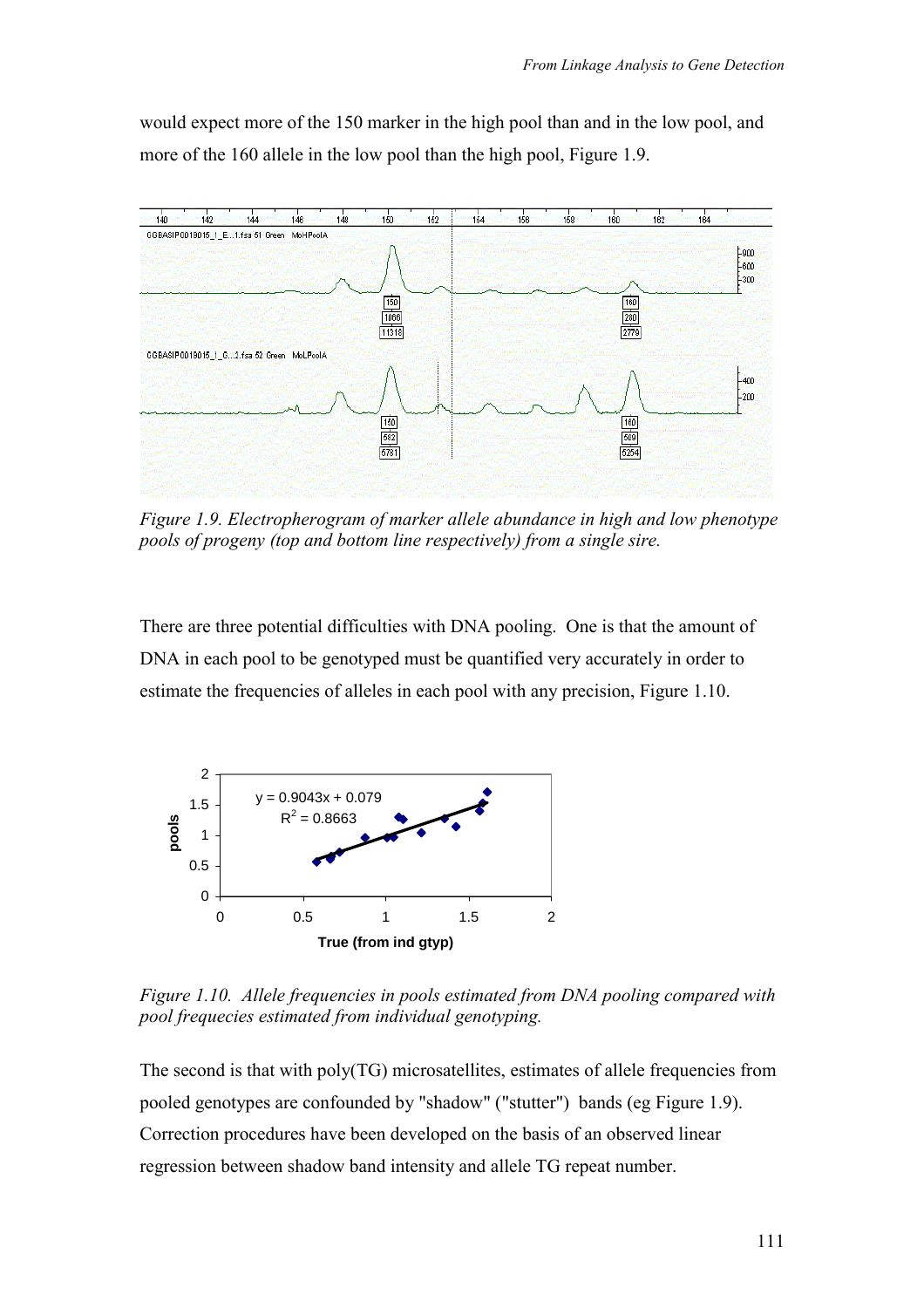would expect more of the 150 marker in the high pool than and in the low pool, and more of the 160 allele in the low pool than the high pool, Figure 1.9.

*Figure 1.9. Electropherogram of marker allele abundance in high and low phenotype pools of progeny (top and bottom line respectively) from a single sire.*

There are three potential difficulties with DNA pooling. One is that the amount of DNA in each pool to be genotyped must be quantified very accurately in order to estimate the frequencies of alleles in each pool with any precision, Figure 1.10.

*Figure 1.10. Allele frequencies in pools estimated from DNA pooling compared with pool frequecies estimated from individual genotyping.*

The second is that with poly(TG) microsatellites, estimates of allele frequencies from pooled genotypes are confounded by "shadow" ("stutter") bands (eg Figure 1.9). Correction procedures have been developed on the basis of an observed linear regression between shadow band intensity and allele TG repeat number.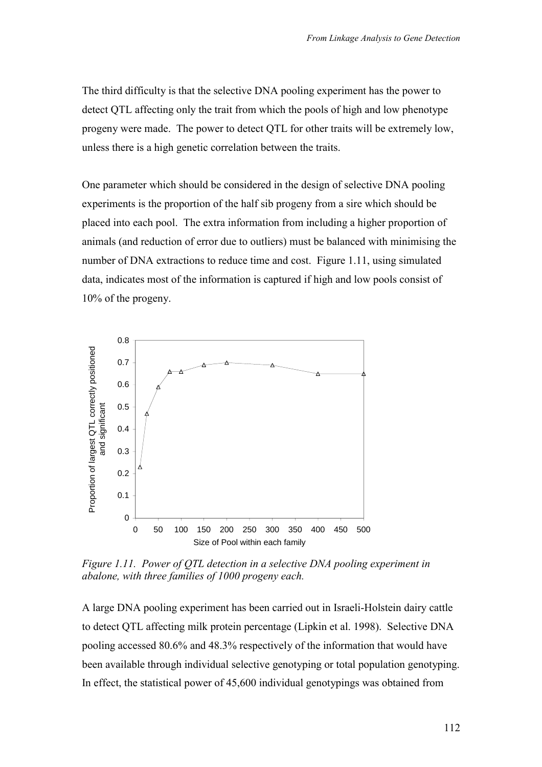The third difficulty is that the selective DNA pooling experiment has the power to detect QTL affecting only the trait from which the pools of high and low phenotype progeny were made. The power to detect QTL for other traits will be extremely low, unless there is a high genetic correlation between the traits.

One parameter which should be considered in the design of selective DNA pooling experiments is the proportion of the half sib progeny from a sire which should be placed into each pool. The extra information from including a higher proportion of animals (and reduction of error due to outliers) must be balanced with minimising the number of DNA extractions to reduce time and cost. Figure 1.11, using simulated data, indicates most of the information is captured if high and low pools consist of 10% of the progeny.

*Figure 1.11. Power of QTL detection in a selective DNA pooling experiment in abalone, with three families of 1000 progeny each.*

A large DNA pooling experiment has been carried out in Israeli-Holstein dairy cattle to detect QTL affecting milk protein percentage (Lipkin et al. 1998). Selective DNA pooling accessed 80.6% and 48.3% respectively of the information that would have been available through individual selective genotyping or total population genotyping. In effect, the statistical power of 45,600 individual genotypings was obtained from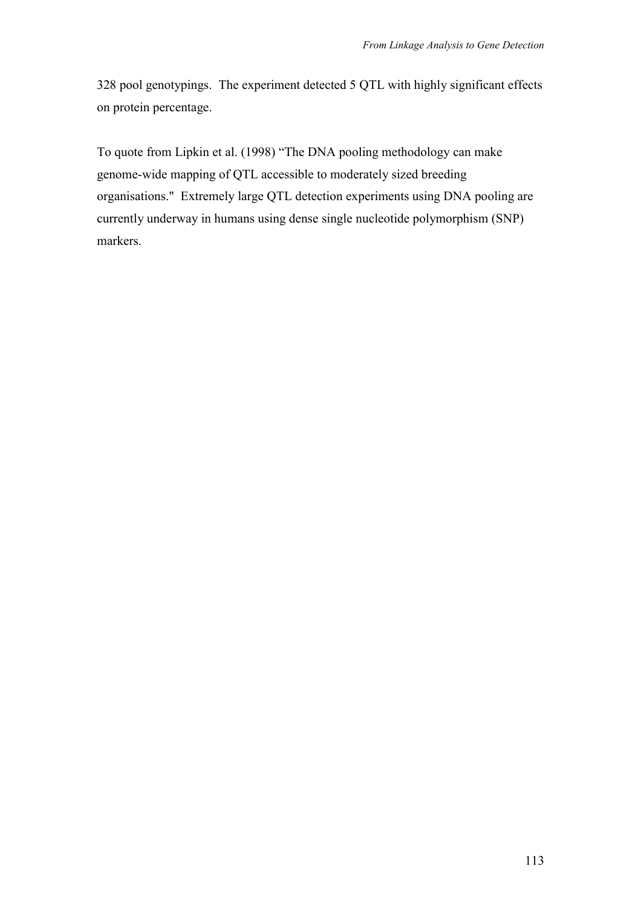328 pool genotypings. The experiment detected 5 QTL with highly significant effects on protein percentage.

To quote from Lipkin et al. (1998) "The DNA pooling methodology can make genome-wide mapping of QTL accessible to moderately sized breeding organisations." Extremely large QTL detection experiments using DNA pooling are currently underway in humans using dense single nucleotide polymorphism (SNP) markers.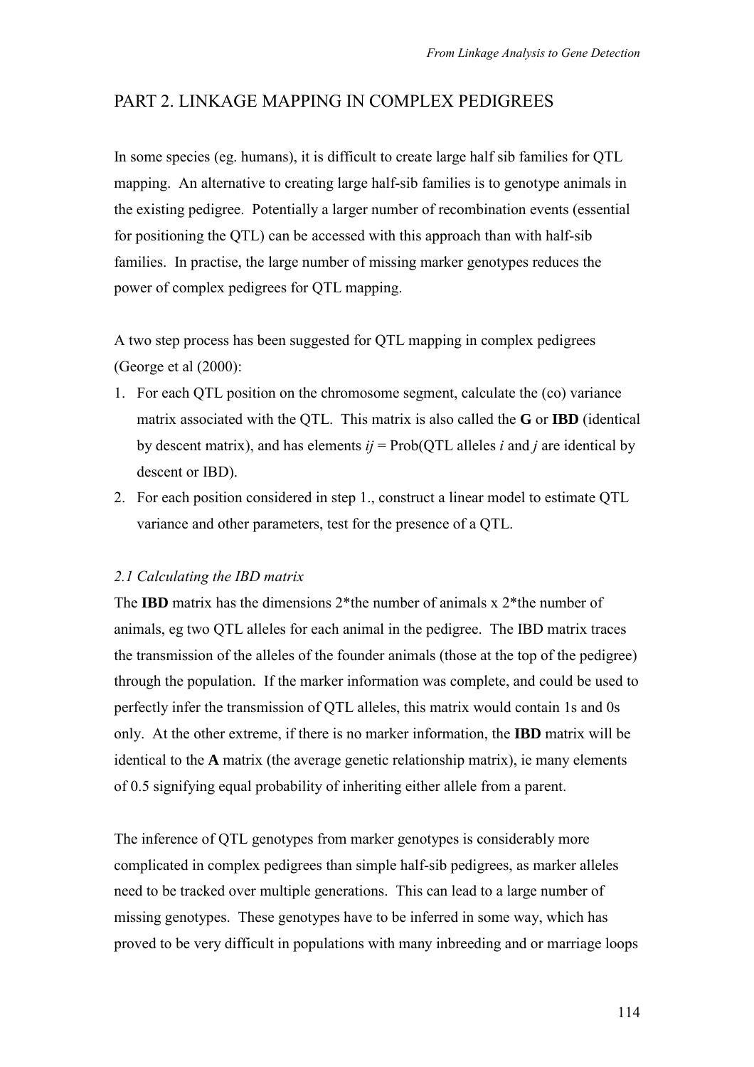## PART 2. LINKAGE MAPPING IN COMPLEX PEDIGREES

In some species (eg. humans), it is difficult to create large half sib families for QTL mapping. An alternative to creating large half-sib families is to genotype animals in the existing pedigree. Potentially a larger number of recombination events (essential for positioning the QTL) can be accessed with this approach than with half-sib families. In practise, the large number of missing marker genotypes reduces the power of complex pedigrees for QTL mapping.

A two step process has been suggested for QTL mapping in complex pedigrees (George et al (2000):

1. For each QTL position on the chromosome segment, calculate the (co) variance matrix associated with the QTL. This matrix is also called the **G** or **IBD** (identical by descent matrix), and has elements *ij* = Prob(QTL alleles *i* and *j* are identical by descent or IBD).
2. For each position considered in step 1., construct a linear model to estimate QTL variance and other parameters, test for the presence of a QTL.

### *2.1 Calculating the IBD matrix*

The **IBD** matrix has the dimensions 2*the number of animals x 2*the number of animals, eg two QTL alleles for each animal in the pedigree. The IBD matrix traces the transmission of the alleles of the founder animals (those at the top of the pedigree) through the population. If the marker information was complete, and could be used to perfectly infer the transmission of QTL alleles, this matrix would contain 1s and 0s only. At the other extreme, if there is no marker information, the **IBD** matrix will be identical to the **A** matrix (the average genetic relationship matrix), ie many elements of 0.5 signifying equal probability of inheriting either allele from a parent.

The inference of QTL genotypes from marker genotypes is considerably more complicated in complex pedigrees than simple half-sib pedigrees, as marker alleles need to be tracked over multiple generations. This can lead to a large number of missing genotypes. These genotypes have to be inferred in some way, which has proved to be very difficult in populations with many inbreeding and or marriage loops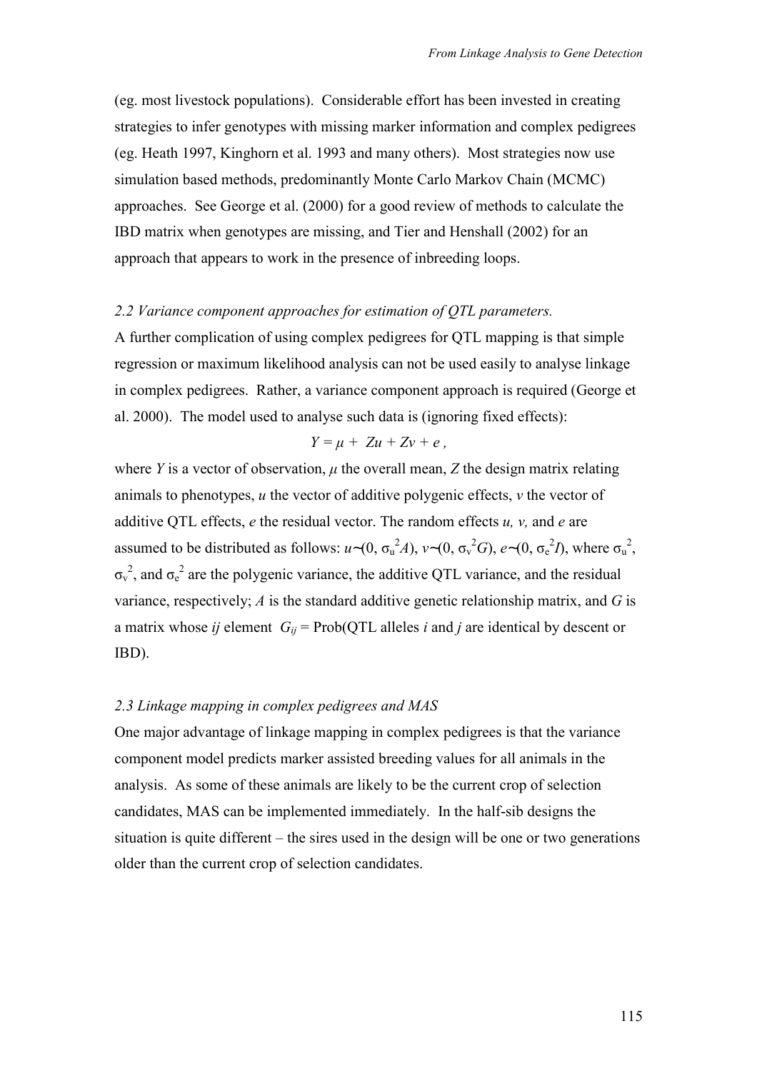(eg. most livestock populations). Considerable effort has been invested in creating strategies to infer genotypes with missing marker information and complex pedigrees (eg. Heath 1997, Kinghorn et al. 1993 and many others). Most strategies now use simulation based methods, predominantly Monte Carlo Markov Chain (MCMC) approaches. See George et al. (2000) for a good review of methods to calculate the IBD matrix when genotypes are missing, and Tier and Henshall (2002) for an approach that appears to work in the presence of inbreeding loops.

*2.2 Variance component approaches for estimation of QTL parameters.*

A further complication of using complex pedigrees for QTL mapping is that simple regression or maximum likelihood analysis can not be used easily to analyse linkage in complex pedigrees. Rather, a variance component approach is required (George et al. 2000). The model used to analyse such data is (ignoring fixed effects):

$$Y = \mu + Zu + Zv + e,$$

where $Y$ is a vector of observation, $\mu$ the overall mean, $Z$ the design matrix relating animals to phenotypes, $u$ the vector of additive polygenic effects, $v$ the vector of additive QTL effects, $e$ the residual vector. The random effects $u$, $v$, and $e$ are assumed to be distributed as follows: $u \sim (0, \sigma_u^2 A)$, $v \sim (0, \sigma_v^2 G)$, $e \sim (0, \sigma_e^2 I)$, where $\sigma_u^2$, $\sigma_v^2$, and $\sigma_e^2$ are the polygenic variance, the additive QTL variance, and the residual variance, respectively; $A$ is the standard additive genetic relationship matrix, and $G$ is a matrix whose $ij$ element $G_{ij}$ = Prob(QTL alleles $i$ and $j$ are identical by descent or IBD).

*2.3 Linkage mapping in complex pedigrees and MAS*

One major advantage of linkage mapping in complex pedigrees is that the variance component model predicts marker assisted breeding values for all animals in the analysis. As some of these animals are likely to be the current crop of selection candidates, MAS can be implemented immediately. In the half-sib designs the situation is quite different – the sires used in the design will be one or two generations older than the current crop of selection candidates.